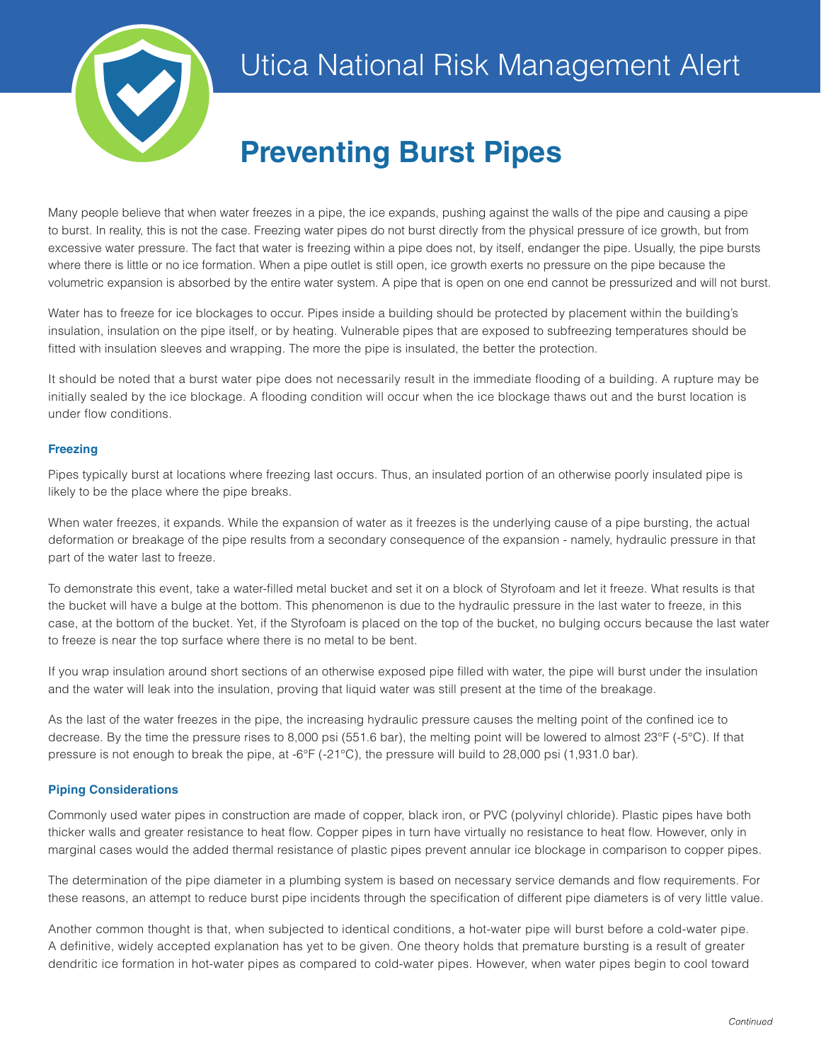# Utica National Risk Management Alert

## Preventing Burst Pipes

Many people believe that when water freezes in a pipe, the ice expands, pushing against the walls of the pipe and causing a pipe to burst. In reality, this is not the case. Freezing water pipes do not burst directly from the physical pressure of ice growth, but from excessive water pressure. The fact that water is freezing within a pipe does not, by itself, endanger the pipe. Usually, the pipe bursts where there is little or no ice formation. When a pipe outlet is still open, ice growth exerts no pressure on the pipe because the volumetric expansion is absorbed by the entire water system. A pipe that is open on one end cannot be pressurized and will not burst.

Water has to freeze for ice blockages to occur. Pipes inside a building should be protected by placement within the building's insulation, insulation on the pipe itself, or by heating. Vulnerable pipes that are exposed to subfreezing temperatures should be fitted with insulation sleeves and wrapping. The more the pipe is insulated, the better the protection.

It should be noted that a burst water pipe does not necessarily result in the immediate flooding of a building. A rupture may be initially sealed by the ice blockage. A flooding condition will occur when the ice blockage thaws out and the burst location is under flow conditions.

### Freezing

Pipes typically burst at locations where freezing last occurs. Thus, an insulated portion of an otherwise poorly insulated pipe is likely to be the place where the pipe breaks.

When water freezes, it expands. While the expansion of water as it freezes is the underlying cause of a pipe bursting, the actual deformation or breakage of the pipe results from a secondary consequence of the expansion - namely, hydraulic pressure in that part of the water last to freeze.

To demonstrate this event, take a water-filled metal bucket and set it on a block of Styrofoam and let it freeze. What results is that the bucket will have a bulge at the bottom. This phenomenon is due to the hydraulic pressure in the last water to freeze, in this case, at the bottom of the bucket. Yet, if the Styrofoam is placed on the top of the bucket, no bulging occurs because the last water to freeze is near the top surface where there is no metal to be bent.

If you wrap insulation around short sections of an otherwise exposed pipe filled with water, the pipe will burst under the insulation and the water will leak into the insulation, proving that liquid water was still present at the time of the breakage.

As the last of the water freezes in the pipe, the increasing hydraulic pressure causes the melting point of the confined ice to decrease. By the time the pressure rises to 8,000 psi (551.6 bar), the melting point will be lowered to almost 23°F (-5°C). If that pressure is not enough to break the pipe, at -6°F (-21°C), the pressure will build to 28,000 psi (1,931.0 bar).

### Piping Considerations

Commonly used water pipes in construction are made of copper, black iron, or PVC (polyvinyl chloride). Plastic pipes have both thicker walls and greater resistance to heat flow. Copper pipes in turn have virtually no resistance to heat flow. However, only in marginal cases would the added thermal resistance of plastic pipes prevent annular ice blockage in comparison to copper pipes.

The determination of the pipe diameter in a plumbing system is based on necessary service demands and flow requirements. For these reasons, an attempt to reduce burst pipe incidents through the specification of different pipe diameters is of very little value.

Another common thought is that, when subjected to identical conditions, a hot-water pipe will burst before a cold-water pipe. A definitive, widely accepted explanation has yet to be given. One theory holds that premature bursting is a result of greater dendritic ice formation in hot-water pipes as compared to cold-water pipes. However, when water pipes begin to cool toward

*Continued*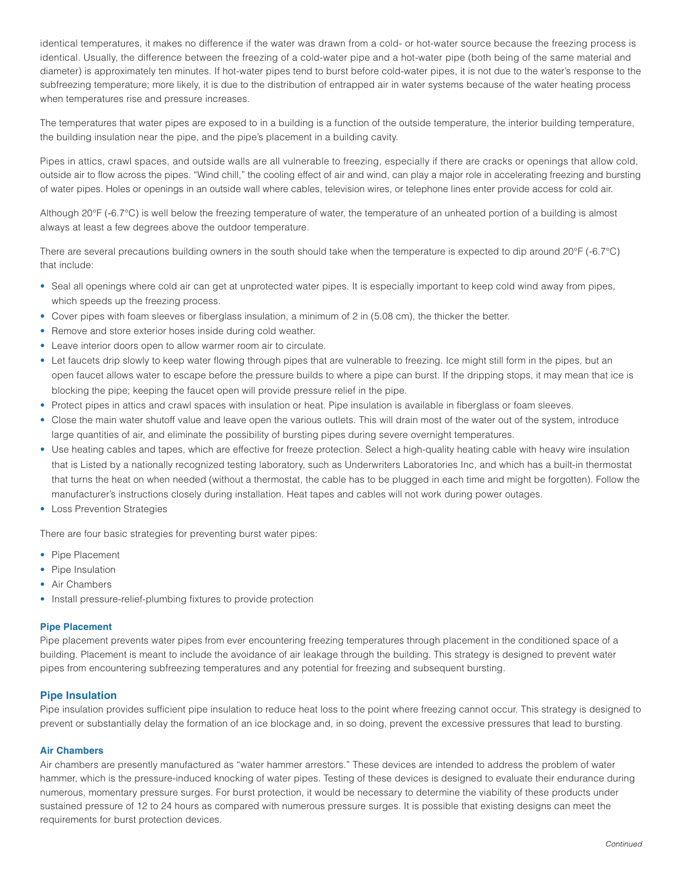identical temperatures, it makes no difference if the water was drawn from a cold- or hot-water source because the freezing process is identical. Usually, the difference between the freezing of a cold-water pipe and a hot-water pipe (both being of the same material and diameter) is approximately ten minutes. If hot-water pipes tend to burst before cold-water pipes, it is not due to the water's response to the subfreezing temperature; more likely, it is due to the distribution of entrapped air in water systems because of the water heating process when temperatures rise and pressure increases.

The temperatures that water pipes are exposed to in a building is a function of the outside temperature, the interior building temperature, the building insulation near the pipe, and the pipe's placement in a building cavity.

Pipes in attics, crawl spaces, and outside walls are all vulnerable to freezing, especially if there are cracks or openings that allow cold, outside air to flow across the pipes. "Wind chill," the cooling effect of air and wind, can play a major role in accelerating freezing and bursting of water pipes. Holes or openings in an outside wall where cables, television wires, or telephone lines enter provide access for cold air.

Although 20°F (-6.7°C) is well below the freezing temperature of water, the temperature of an unheated portion of a building is almost always at least a few degrees above the outdoor temperature.

There are several precautions building owners in the south should take when the temperature is expected to dip around 20°F (-6.7°C) that include:

- Seal all openings where cold air can get at unprotected water pipes. It is especially important to keep cold wind away from pipes, which speeds up the freezing process.
- Cover pipes with foam sleeves or fiberglass insulation, a minimum of 2 in (5.08 cm), the thicker the better.
- Remove and store exterior hoses inside during cold weather.
- Leave interior doors open to allow warmer room air to circulate.
- Let faucets drip slowly to keep water flowing through pipes that are vulnerable to freezing. Ice might still form in the pipes, but an open faucet allows water to escape before the pressure builds to where a pipe can burst. If the dripping stops, it may mean that ice is blocking the pipe; keeping the faucet open will provide pressure relief in the pipe.
- Protect pipes in attics and crawl spaces with insulation or heat. Pipe insulation is available in fiberglass or foam sleeves.
- Close the main water shutoff value and leave open the various outlets. This will drain most of the water out of the system, introduce large quantities of air, and eliminate the possibility of bursting pipes during severe overnight temperatures.
- Use heating cables and tapes, which are effective for freeze protection. Select a high-quality heating cable with heavy wire insulation that is Listed by a nationally recognized testing laboratory, such as Underwriters Laboratories Inc, and which has a built-in thermostat that turns the heat on when needed (without a thermostat, the cable has to be plugged in each time and might be forgotten). Follow the manufacturer's instructions closely during installation. Heat tapes and cables will not work during power outages.
- Loss Prevention Strategies

There are four basic strategies for preventing burst water pipes:

- Pipe Placement
- Pipe Insulation
- Air Chambers
- Install pressure-relief-plumbing fixtures to provide protection

#### Pipe Placement

Pipe placement prevents water pipes from ever encountering freezing temperatures through placement in the conditioned space of a building. Placement is meant to include the avoidance of air leakage through the building. This strategy is designed to prevent water pipes from encountering subfreezing temperatures and any potential for freezing and subsequent bursting.

### Pipe Insulation

Pipe insulation provides sufficient pipe insulation to reduce heat loss to the point where freezing cannot occur. This strategy is designed to prevent or substantially delay the formation of an ice blockage and, in so doing, prevent the excessive pressures that lead to bursting.

#### Air Chambers

Air chambers are presently manufactured as "water hammer arrestors." These devices are intended to address the problem of water hammer, which is the pressure-induced knocking of water pipes. Testing of these devices is designed to evaluate their endurance during numerous, momentary pressure surges. For burst protection, it would be necessary to determine the viability of these products under sustained pressure of 12 to 24 hours as compared with numerous pressure surges. It is possible that existing designs can meet the requirements for burst protection devices.

*Continued*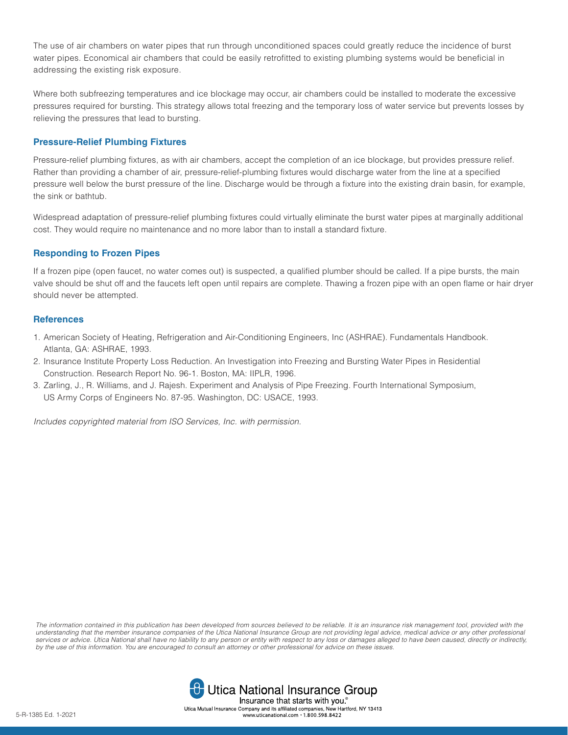The use of air chambers on water pipes that run through unconditioned spaces could greatly reduce the incidence of burst water pipes. Economical air chambers that could be easily retrofitted to existing plumbing systems would be beneficial in addressing the existing risk exposure.

Where both subfreezing temperatures and ice blockage may occur, air chambers could be installed to moderate the excessive pressures required for bursting. This strategy allows total freezing and the temporary loss of water service but prevents losses by relieving the pressures that lead to bursting.

### Pressure-Relief Plumbing Fixtures

Pressure-relief plumbing fixtures, as with air chambers, accept the completion of an ice blockage, but provides pressure relief. Rather than providing a chamber of air, pressure-relief-plumbing fixtures would discharge water from the line at a specified pressure well below the burst pressure of the line. Discharge would be through a fixture into the existing drain basin, for example, the sink or bathtub.

Widespread adaptation of pressure-relief plumbing fixtures could virtually eliminate the burst water pipes at marginally additional cost. They would require no maintenance and no more labor than to install a standard fixture.

### Responding to Frozen Pipes

If a frozen pipe (open faucet, no water comes out) is suspected, a qualified plumber should be called. If a pipe bursts, the main valve should be shut off and the faucets left open until repairs are complete. Thawing a frozen pipe with an open flame or hair dryer should never be attempted.

### References

1. American Society of Heating, Refrigeration and Air-Conditioning Engineers, Inc (ASHRAE). Fundamentals Handbook. Atlanta, GA: ASHRAE, 1993.
2. Insurance Institute Property Loss Reduction. An Investigation into Freezing and Bursting Water Pipes in Residential Construction. Research Report No. 96-1. Boston, MA: IIPLR, 1996.
3. Zarling, J., R. Williams, and J. Rajesh. Experiment and Analysis of Pipe Freezing. Fourth International Symposium, US Army Corps of Engineers No. 87-95. Washington, DC: USACE, 1993.

*Includes copyrighted material from ISO Services, Inc. with permission.*

*The information contained in this publication has been developed from sources believed to be reliable. It is an insurance risk management tool, provided with the understanding that the member insurance companies of the Utica National Insurance Group are not providing legal advice, medical advice or any other professional services or advice. Utica National shall have no liability to any person or entity with respect to any loss or damages alleged to have been caused, directly or indirectly, by the use of this information. You are encouraged to consult an attorney or other professional for advice on these issues.*

Utica National Insurance Group

Insurance that starts with you.®

Utica Mutual Insurance Company and its affiliated companies, New Hartford, NY 13413

www.uticanational.com • 1.800.598.8422

5-R-1385 Ed. 1-2021